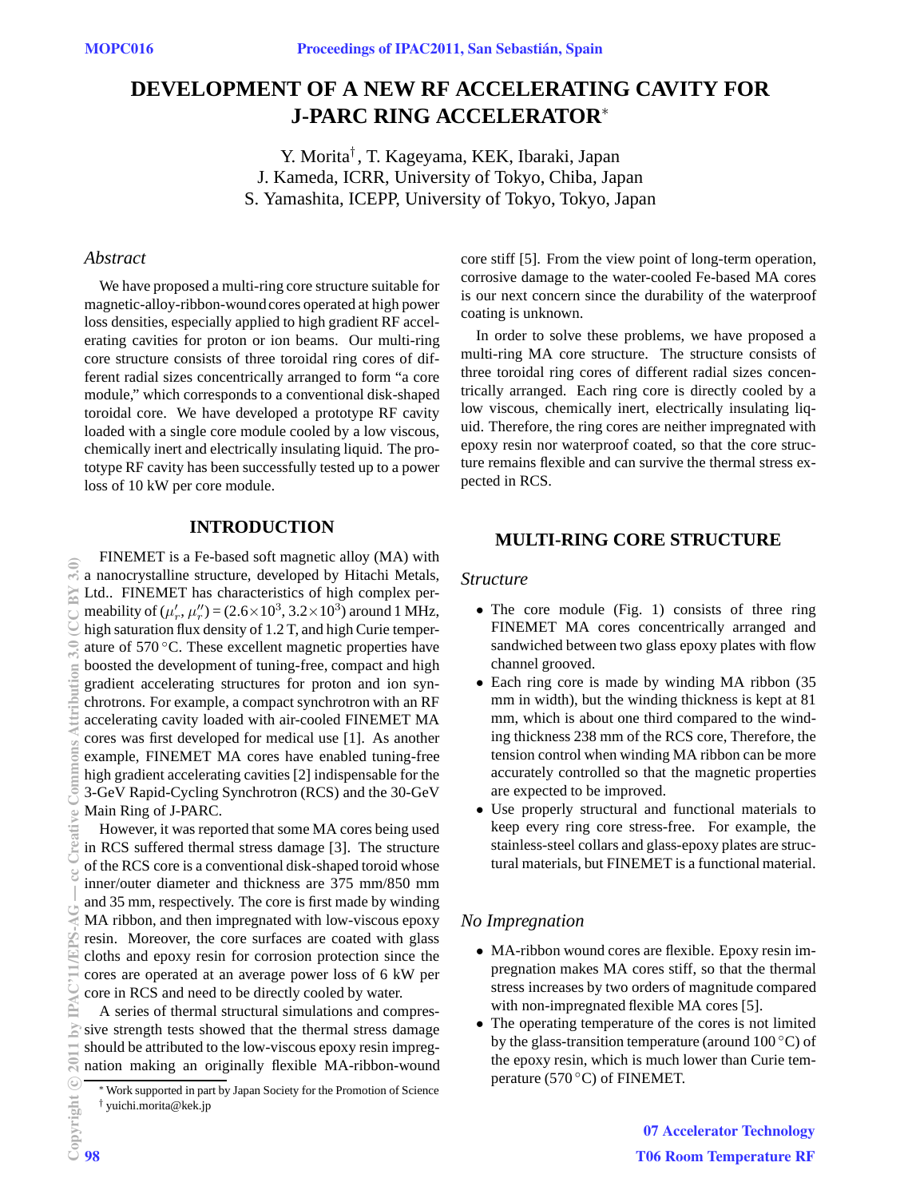# DEVELOPMENT OF A NEW RF ACCELERATING CAVITY FOR J-PARC RING ACCELERATOR*

Y. Morita[†], T. Kageyama, KEK, Ibaraki, Japan
J. Kameda, ICRR, University of Tokyo, Chiba, Japan
S. Yamashita, ICEPP, University of Tokyo, Tokyo, Japan

## *Abstract*

We have proposed a multi-ring core structure suitable for magnetic-alloy-ribbon-wound cores operated at high power loss densities, especially applied to high gradient RF accelerating cavities for proton or ion beams. Our multi-ring core structure consists of three toroidal ring cores of different radial sizes concentrically arranged to form "a core module," which corresponds to a conventional disk-shaped toroidal core. We have developed a prototype RF cavity loaded with a single core module cooled by a low viscous, chemically inert and electrically insulating liquid. The prototype RF cavity has been successfully tested up to a power loss of 10 kW per core module.

## INTRODUCTION

FINEMET is a Fe-based soft magnetic alloy (MA) with a nanocrystalline structure, developed by Hitachi Metals, Ltd.. FINEMET has characteristics of high complex permeability of ($\mu_r'$, $\mu_r''$) = ($2.6\times10^3$, $3.2\times10^3$) around 1 MHz, high saturation flux density of 1.2 T, and high Curie temperature of 570 °C. These excellent magnetic properties have boosted the development of tuning-free, compact and high gradient accelerating structures for proton and ion synchrotrons. For example, a compact synchrotron with an RF accelerating cavity loaded with air-cooled FINEMET MA cores was first developed for medical use [1]. As another example, FINEMET MA cores have enabled tuning-free high gradient accelerating cavities [2] indispensable for the 3-GeV Rapid-Cycling Synchrotron (RCS) and the 30-GeV Main Ring of J-PARC.

However, it was reported that some MA cores being used in RCS suffered thermal stress damage [3]. The structure of the RCS core is a conventional disk-shaped toroid whose inner/outer diameter and thickness are 375 mm/850 mm and 35 mm, respectively. The core is first made by winding MA ribbon, and then impregnated with low-viscous epoxy resin. Moreover, the core surfaces are coated with glass cloths and epoxy resin for corrosion protection since the cores are operated at an average power loss of 6 kW per core in RCS and need to be directly cooled by water.

A series of thermal structural simulations and compressive strength tests showed that the thermal stress damage should be attributed to the low-viscous epoxy resin impregnation making an originally flexible MA-ribbon-wound core stiff [5]. From the view point of long-term operation, corrosive damage to the water-cooled Fe-based MA cores is our next concern since the durability of the waterproof coating is unknown.

In order to solve these problems, we have proposed a multi-ring MA core structure. The structure consists of three toroidal ring cores of different radial sizes concentrically arranged. Each ring core is directly cooled by a low viscous, chemically inert, electrically insulating liquid. Therefore, the ring cores are neither impregnated with epoxy resin nor waterproof coated, so that the core structure remains flexible and can survive the thermal stress expected in RCS.

* Work supported in part by Japan Society for the Promotion of Science
† yuichi.morita@kek.jp

## MULTI-RING CORE STRUCTURE

### *Structure*

- The core module (Fig. 1) consists of three ring FINEMET MA cores concentrically arranged and sandwiched between two glass epoxy plates with flow channel grooved.
- Each ring core is made by winding MA ribbon (35 mm in width), but the winding thickness is kept at 81 mm, which is about one third compared to the winding thickness 238 mm of the RCS core, Therefore, the tension control when winding MA ribbon can be more accurately controlled so that the magnetic properties are expected to be improved.
- Use properly structural and functional materials to keep every ring core stress-free. For example, the stainless-steel collars and glass-epoxy plates are structural materials, but FINEMET is a functional material.

### *No Impregnation*

- MA-ribbon wound cores are flexible. Epoxy resin impregnation makes MA cores stiff, so that the thermal stress increases by two orders of magnitude compared with non-impregnated flexible MA cores [5].
- The operating temperature of the cores is not limited by the glass-transition temperature (around 100 °C) of the epoxy resin, which is much lower than Curie temperature (570 °C) of FINEMET.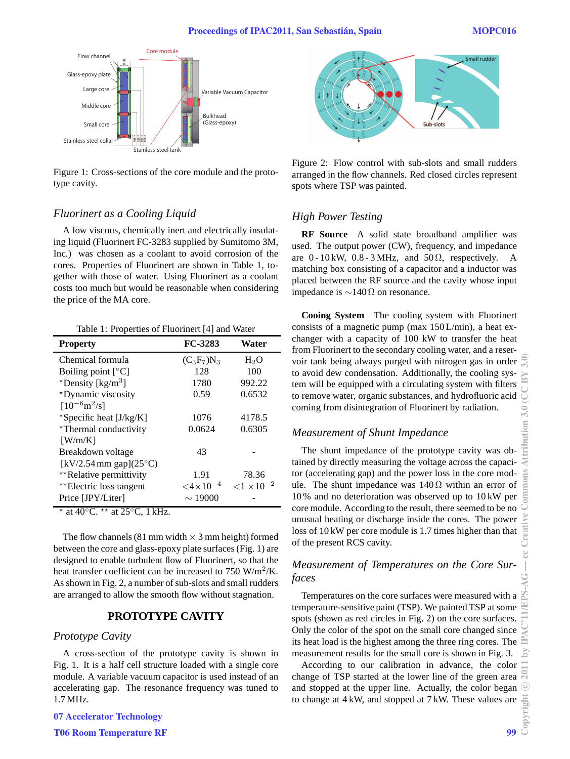Figure 1: Cross-sections of the core module and the prototype cavity.

### Fluorinert as a Cooling Liquid

A low viscous, chemically inert and electrically insulating liquid (Fluorinert FC-3283 supplied by Sumitomo 3M, Inc.) was chosen as a coolant to avoid corrosion of the cores. Properties of Fluorinert are shown in Table 1, together with those of water. Using Fluorinert as a coolant costs too much but would be reasonable when considering the price of the MA core.

Table 1: Properties of Fluorinert [4] and Water

| Property | FC-3283 | Water |
|---|---|---|
| Chemical formula | $(C_3F_7)N_3$ | $H_2O$ |
| Boiling point [°C] | 128 | 100 |
| *Density [kg/m$^3$] | 1780 | 992.22 |
| *Dynamic viscosity [$10^{-6}$m$^2$/s] | 0.59 | 0.6532 |
| *Specific heat [J/kg/K] | 1076 | 4178.5 |
| *Thermal conductivity [W/m/K] | 0.0624 | 0.6305 |
| Breakdown voltage [kV/2.54 mm gap](25°C) | 43 | - |
| **Relative permittivity | 1.91 | 78.36 |
| **Electric loss tangent | $<4\times10^{-4}$ | $<1\times10^{-2}$ |
| Price [JPY/Liter] | $\sim$ 19000 | - |

* at 40°C. ** at 25°C, 1 kHz.

The flow channels (81 mm width × 3 mm height) formed between the core and glass-epoxy plate surfaces (Fig. 1) are designed to enable turbulent flow of Fluorinert, so that the heat transfer coefficient can be increased to 750 W/m$^2$/K. As shown in Fig. 2, a number of sub-slots and small rudders are arranged to allow the smooth flow without stagnation.

## PROTOTYPE CAVITY

### Prototype Cavity

A cross-section of the prototype cavity is shown in Fig. 1. It is a half cell structure loaded with a single core module. A variable vacuum capacitor is used instead of an accelerating gap. The resonance frequency was tuned to 1.7 MHz.

Figure 2: Flow control with sub-slots and small rudders arranged in the flow channels. Red closed circles represent spots where TSP was painted.

### High Power Testing

**RF Source** A solid state broadband amplifier was used. The output power (CW), frequency, and impedance are 0 - 10 kW, 0.8 - 3 MHz, and 50 Ω, respectively. A matching box consisting of a capacitor and a inductor was placed between the RF source and the cavity whose input impedance is ∼140 Ω on resonance.

**Cooing System** The cooling system with Fluorinert consists of a magnetic pump (max 150 L/min), a heat exchanger with a capacity of 100 kW to transfer the heat from Fluorinert to the secondary cooling water, and a reservoir tank being always purged with nitrogen gas in order to avoid dew condensation. Additionally, the cooling system will be equipped with a circulating system with filters to remove water, organic substances, and hydrofluoric acid coming from disintegration of Fluorinert by radiation.

### Measurement of Shunt Impedance

The shunt impedance of the prototype cavity was obtained by directly measuring the voltage across the capacitor (accelerating gap) and the power loss in the core module. The shunt impedance was 140 Ω within an error of 10 % and no deterioration was observed up to 10 kW per core module. According to the result, there seemed to be no unusual heating or discharge inside the cores. The power loss of 10 kW per core module is 1.7 times higher than that of the present RCS cavity.

### Measurement of Temperatures on the Core Surfaces

Temperatures on the core surfaces were measured with a temperature-sensitive paint (TSP). We painted TSP at some spots (shown as red circles in Fig. 2) on the core surfaces. Only the color of the spot on the small core changed since its heat load is the highest among the three ring cores. The measurement results for the small core is shown in Fig. 3.

According to our calibration in advance, the color change of TSP started at the lower line of the green area and stopped at the upper line. Actually, the color began to change at 4 kW, and stopped at 7 kW. These values are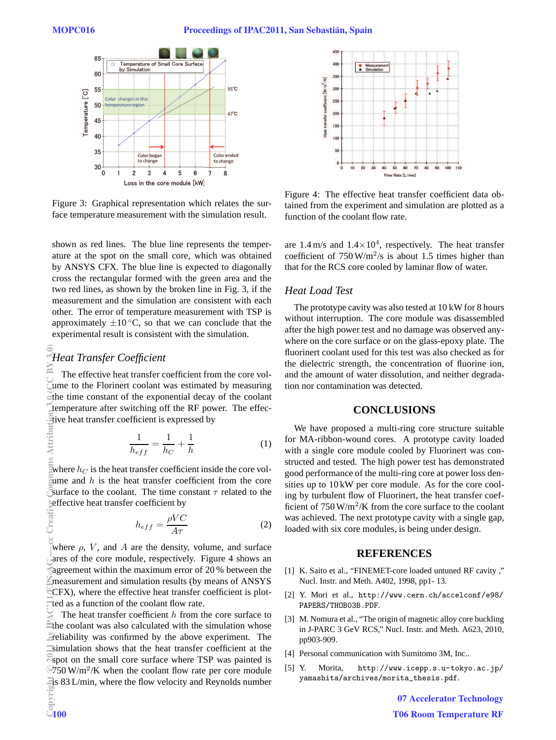65
60
55
50
45
40
35
30
Temperature [°C]
0 1 2 3 4 5 6 7 8
Loss in the core module [kW]
Temperature of Small Core Surface by Simulation
Color changes in this temperature region
55°C
47°C
Color began to change
Color ended to change

Figure 3: Graphical representation which relates the surface temperature measurement with the simulation result.

450
400
350
300
250
200
150
100
50
0
Heat transfer coefficient [W/m²/K]
0 10 20 30 40 50 60 70 80 90 100 110
Flow Rate [L/min]
Measurement
Simulation

Figure 4: The effective heat transfer coefficient data obtained from the experiment and simulation are plotted as a function of the coolant flow rate.

shown as red lines. The blue line represents the temperature at the spot on the small core, which was obtained by ANSYS CFX. The blue line is expected to diagonally cross the rectangular formed with the green area and the two red lines, as shown by the broken line in Fig. 3, if the measurement and the simulation are consistent with each other. The error of temperature measurement with TSP is approximately $\pm 10\,°C$, so that we can conclude that the experimental result is consistent with the simulation.

### *Heat Transfer Coefficient*

The effective heat transfer coefficient from the core volume to the Florinert coolant was estimated by measuring the time constant of the exponential decay of the coolant temperature after switching off the RF power. The effective heat transfer coefficient is expressed by

$$\frac{1}{h_{eff}} = \frac{1}{h_C} + \frac{1}{h} \tag{1}$$

where $h_C$ is the heat transfer coefficient inside the core volume and $h$ is the heat transfer coefficient from the core surface to the coolant. The time constant $\tau$ related to the effective heat transfer coefficient by

$$h_{eff} = \frac{\rho V C}{A\tau} \tag{2}$$

where $\rho$, $V$, and $A$ are the density, volume, and surface ares of the core module, respectively. Figure 4 shows an agreement within the maximum error of 20 % between the measurement and simulation results (by means of ANSYS CFX), where the effective heat transfer coefficient is plotted as a function of the coolant flow rate.

The heat transfer coefficient $h$ from the core surface to the coolant was also calculated with the simulation whose reliability was confirmed by the above experiment. The simulation shows that the heat transfer coefficient at the spot on the small core surface where TSP was painted is $750\,W/m^2/K$ when the coolant flow rate per core module is 83 L/min, where the flow velocity and Reynolds number are 1.4 m/s and $1.4\times10^4$, respectively. The heat transfer coefficient of $750\,W/m^2/s$ is about 1.5 times higher than that for the RCS core cooled by laminar flow of water.

### *Heat Load Test*

The prototype cavity was also tested at 10 kW for 8 hours without interruption. The core module was disassembled after the high power test and no damage was observed anywhere on the core surface or on the glass-epoxy plate. The fluorinert coolant used for this test was also checked as for the dielectric strength, the concentration of fluorine ion, and the amount of water dissolution, and neither degradation nor contamination was detected.

## CONCLUSIONS

We have proposed a multi-ring core structure suitable for MA-ribbon-wound cores. A prototype cavity loaded with a single core module cooled by Fluorinert was constructed and tested. The high power test has demonstrated good performance of the multi-ring core at power loss densities up to 10 kW per core module. As for the core cooling by turbulent flow of Fluorinert, the heat transfer coefficient of $750\,W/m^2/K$ from the core surface to the coolant was achieved. The next prototype cavity with a single gap, loaded with six core modules, is being under design.

## REFERENCES

[1] K. Saito et al., "FINEMET-core loaded untuned RF cavity ," Nucl. Instr. and Meth. A402, 1998, pp1- 13.

[2] Y. Mori et al., http://www.cern.ch/accelconf/e98/PAPERS/THOB03B.PDF.

[3] M. Nomura et al., "The origin of magnetic alloy core buckling in J-PARC 3 GeV RCS," Nucl. Instr. and Meth. A623, 2010, pp903-909.

[4] Personal communication with Sumitomo 3M, Inc..

[5] Y. Morita, http://www.icepp.s.u-tokyo.ac.jp/yamashita/archives/morita_thesis.pdf.